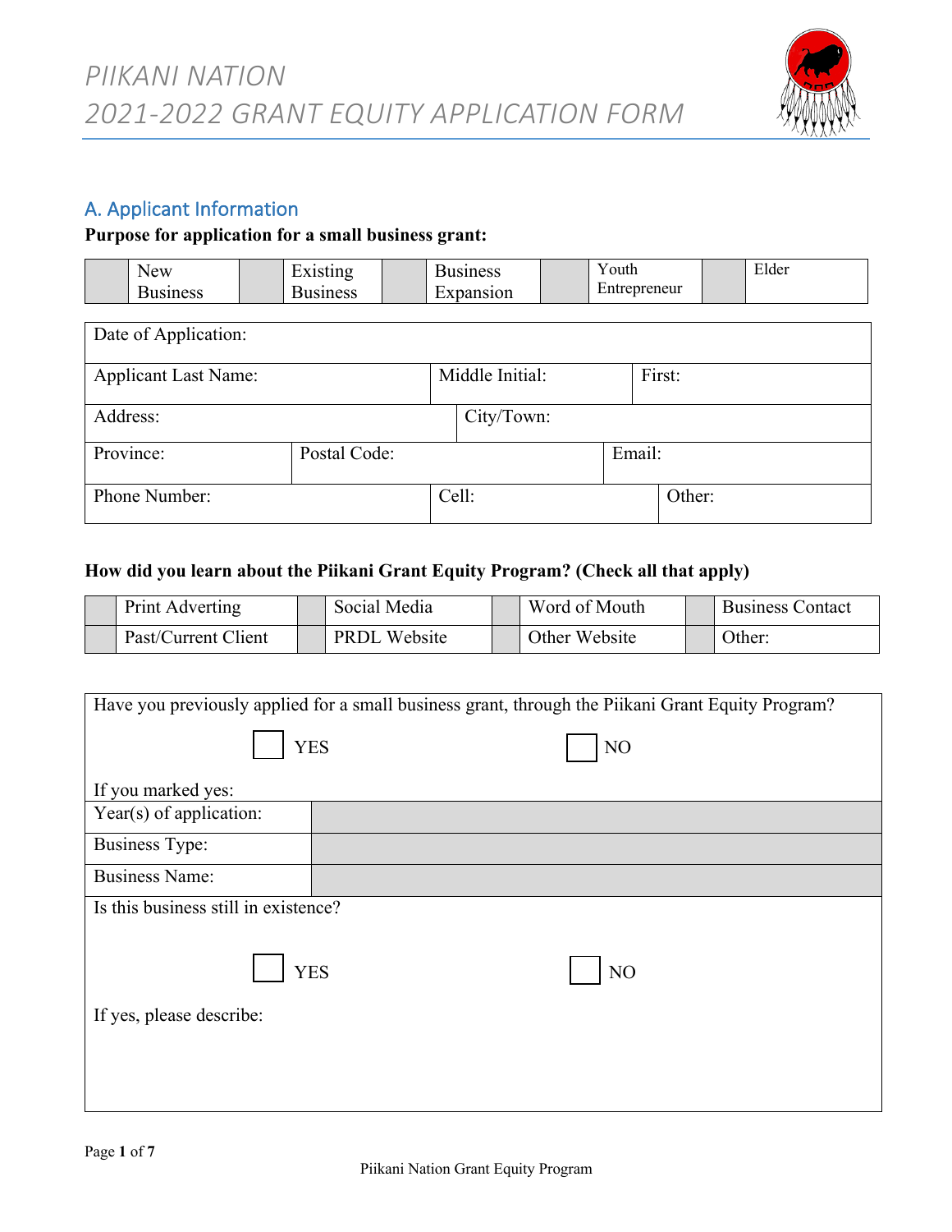④# PIIKANI NATION
# 2021-2022 GRANT EQUITY APPLICATION FORM

## A. Applicant Information

**Purpose for application for a small business grant:**

| | New Business | | Existing Business | | Business Expansion | | Youth Entrepreneur | | Elder |
|---|---|---|---|---|---|---|---|---|---|

| Date of Application: | | |
|---|---|---|
| Applicant Last Name: | Middle Initial: | First: |
| Address: | City/Town: | |
| Province: | Postal Code: | Email: |
| Phone Number: | Cell: | Other: |

**How did you learn about the Piikani Grant Equity Program? (Check all that apply)**

| | Print Adverting | | Social Media | | Word of Mouth | | Business Contact |
|---|---|---|---|---|---|---|---|
| | Past/Current Client | | PRDL Website | | Other Website | | Other: |

Have you previously applied for a small business grant, through the Piikani Grant Equity Program?

☐ YES ☐ NO

If you marked yes:

| Year(s) of application: | |
|---|---|
| Business Type: | |
| Business Name: | |

Is this business still in existence?

☐ YES ☐ NO

If yes, please describe: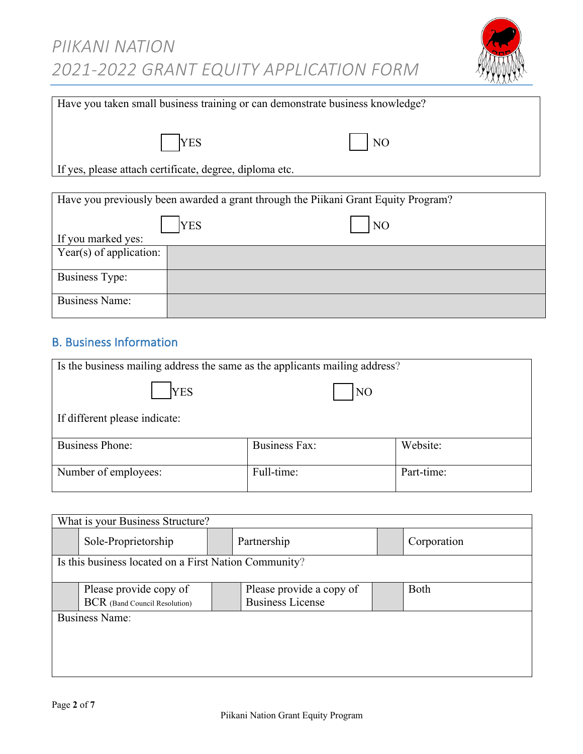Have you taken small business training or can demonstrate business knowledge?

☐ YES ☐ NO

If yes, please attach certificate, degree, diploma etc.

Have you previously been awarded a grant through the Piikani Grant Equity Program?

☐ YES ☐ NO

If you marked yes:

| Year(s) of application: | |
|---|---|
| Business Type: | |
| Business Name: | |

## B. Business Information

Is the business mailing address the same as the applicants mailing address?

☐ YES ☐ NO

If different please indicate:

| Business Phone: | Business Fax: | Website: |
|---|---|---|
| Number of employees: | Full-time: | Part-time: |

| What is your Business Structure? | | | | | |
|---|---|---|---|---|---|
| | Sole-Proprietorship | | Partnership | | Corporation |
| Is this business located on a First Nation Community? | | | | | |
| | Please provide copy of BCR (Band Council Resolution) | | Please provide a copy of Business License | | Both |
| Business Name: | | | | | |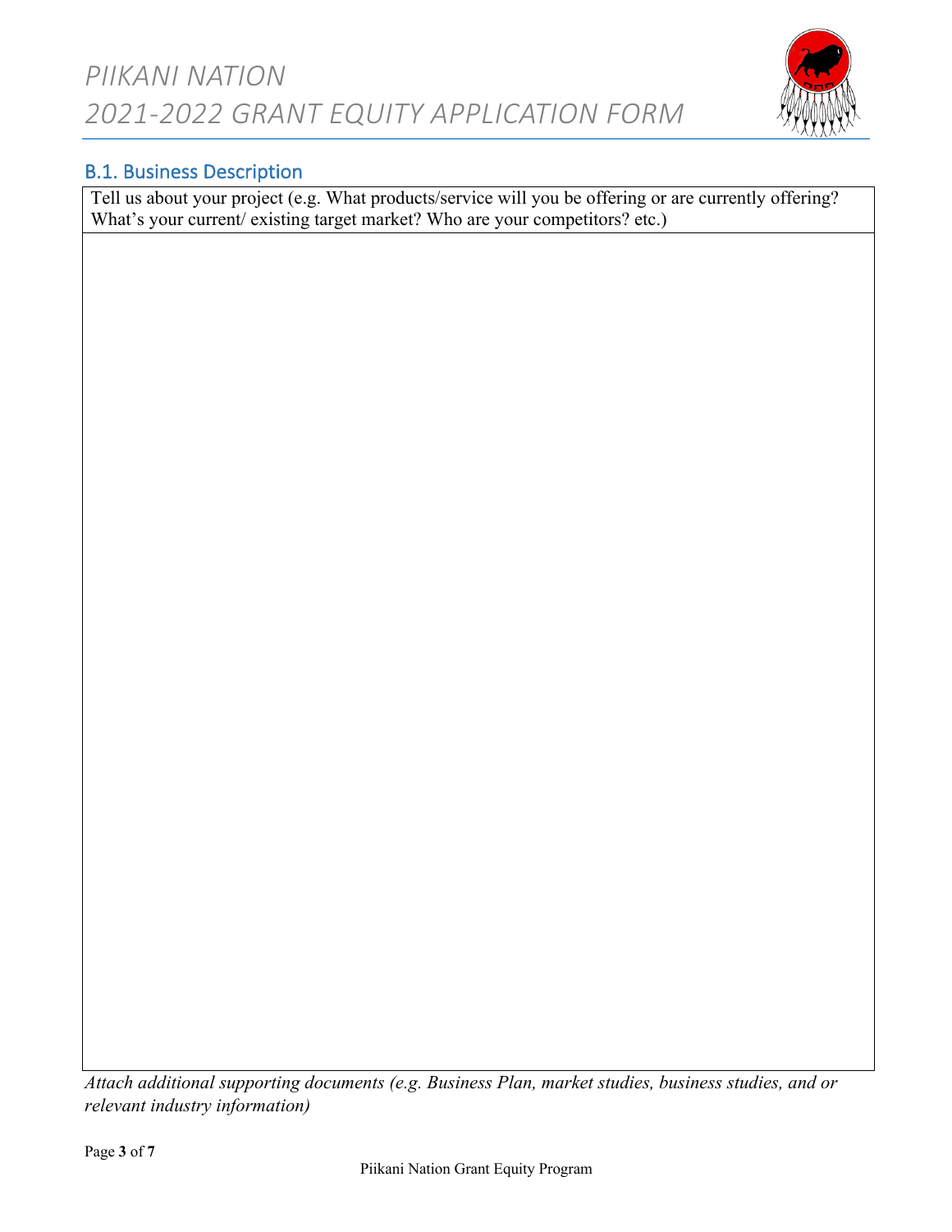## B.1. Business Description

| Tell us about your project (e.g. What products/service will you be offering or are currently offering? What's your current/ existing target market? Who are your competitors? etc.) |
| --- |
| |

*Attach additional supporting documents (e.g. Business Plan, market studies, business studies, and or relevant industry information)*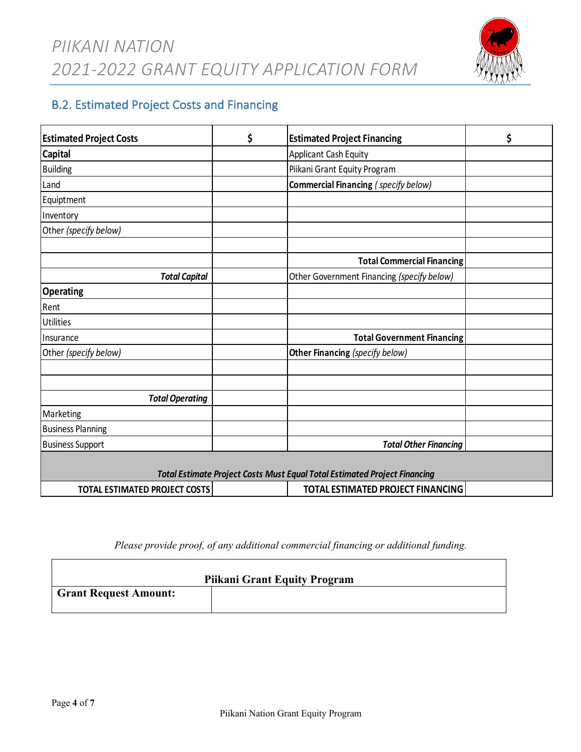## B.2. Estimated Project Costs and Financing

| **Estimated Project Costs** | **$** | **Estimated Project Financing** | **$** |
|---|---|---|---|
| **Capital** | | Applicant Cash Equity | |
| Building | | Piikani Grant Equity Program | |
| Land | | **Commercial Financing** *( specify below)* | |
| Equiptment | | | |
| Inventory | | | |
| Other *(specify below)* | | | |
| | | | |
| | | **Total Commercial Financing** | |
| ***Total Capital*** | | Other Government Financing *(specify below)* | |
| **Operating** | | | |
| Rent | | | |
| Utilities | | | |
| Insurance | | **Total Government Financing** | |
| Other *(specify below)* | | **Other Financing** *(specify below)* | |
| | | | |
| | | | |
| ***Total Operating*** | | | |
| Marketing | | | |
| Business Planning | | | |
| Business Support | | ***Total Other Financing*** | |
| ***Total Estimate Project Costs Must Equal Total Estimated Project Financing*** | | | |
| **TOTAL ESTIMATED PROJECT COSTS** | | **TOTAL ESTIMATED PROJECT FINANCING** | |

*Please provide proof, of any additional commercial financing or additional funding.*

| **Piikani Grant Equity Program** | |
|---|---|
| **Grant Request Amount:** | |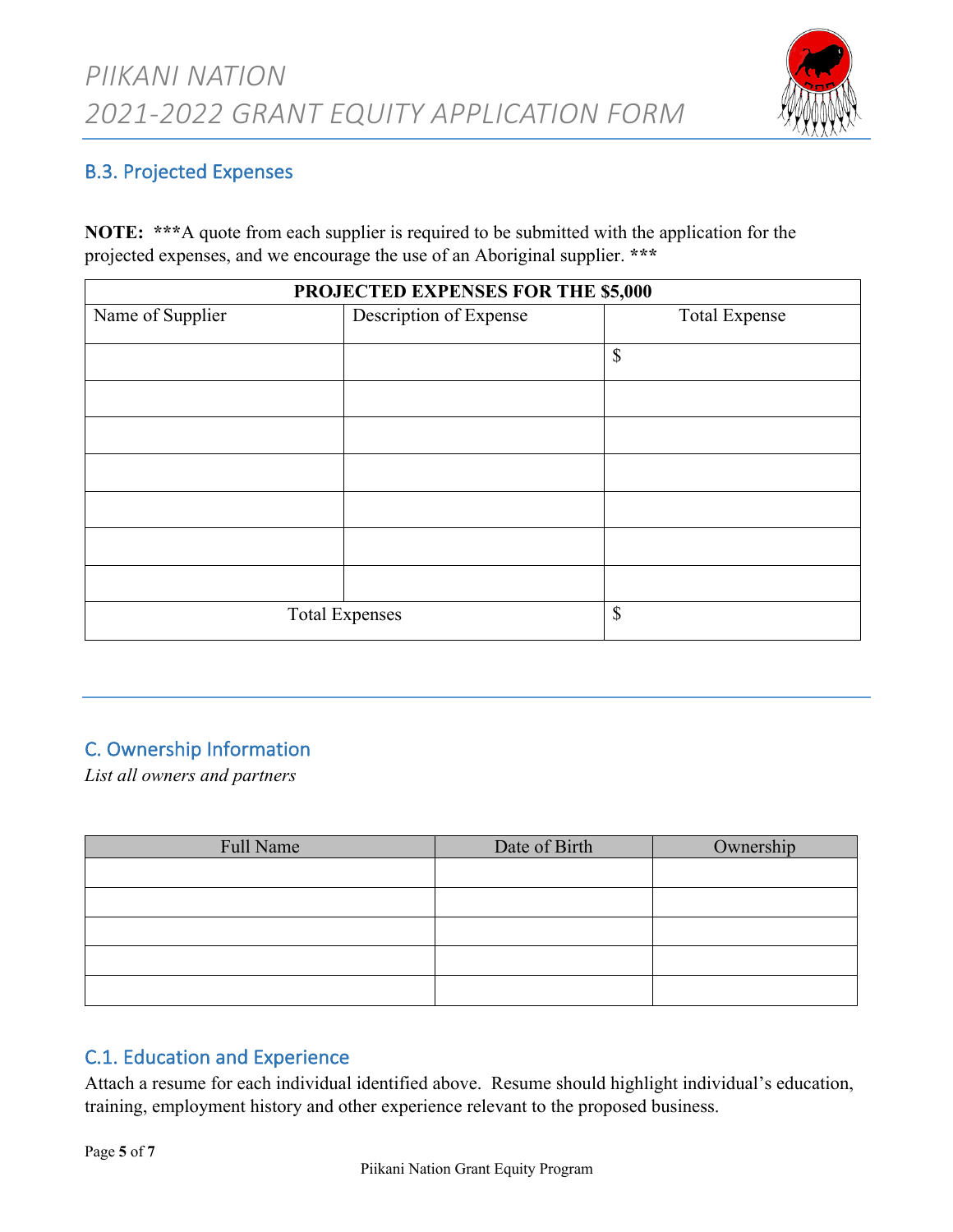## B.3. Projected Expenses

**NOTE: *****A quote from each supplier is required to be submitted with the application for the projected expenses, and we encourage the use of an Aboriginal supplier. *****

| PROJECTED EXPENSES FOR THE $5,000 | | |
|---|---|---|
| Name of Supplier | Description of Expense | Total Expense |
| | | $ |
| | | |
| | | |
| | | |
| | | |
| | | |
| | | |
| Total Expenses | | $ |

## C. Ownership Information

*List all owners and partners*

| Full Name | Date of Birth | Ownership |
|---|---|---|
| | | |
| | | |
| | | |
| | | |
| | | |

## C.1. Education and Experience

Attach a resume for each individual identified above. Resume should highlight individual's education, training, employment history and other experience relevant to the proposed business.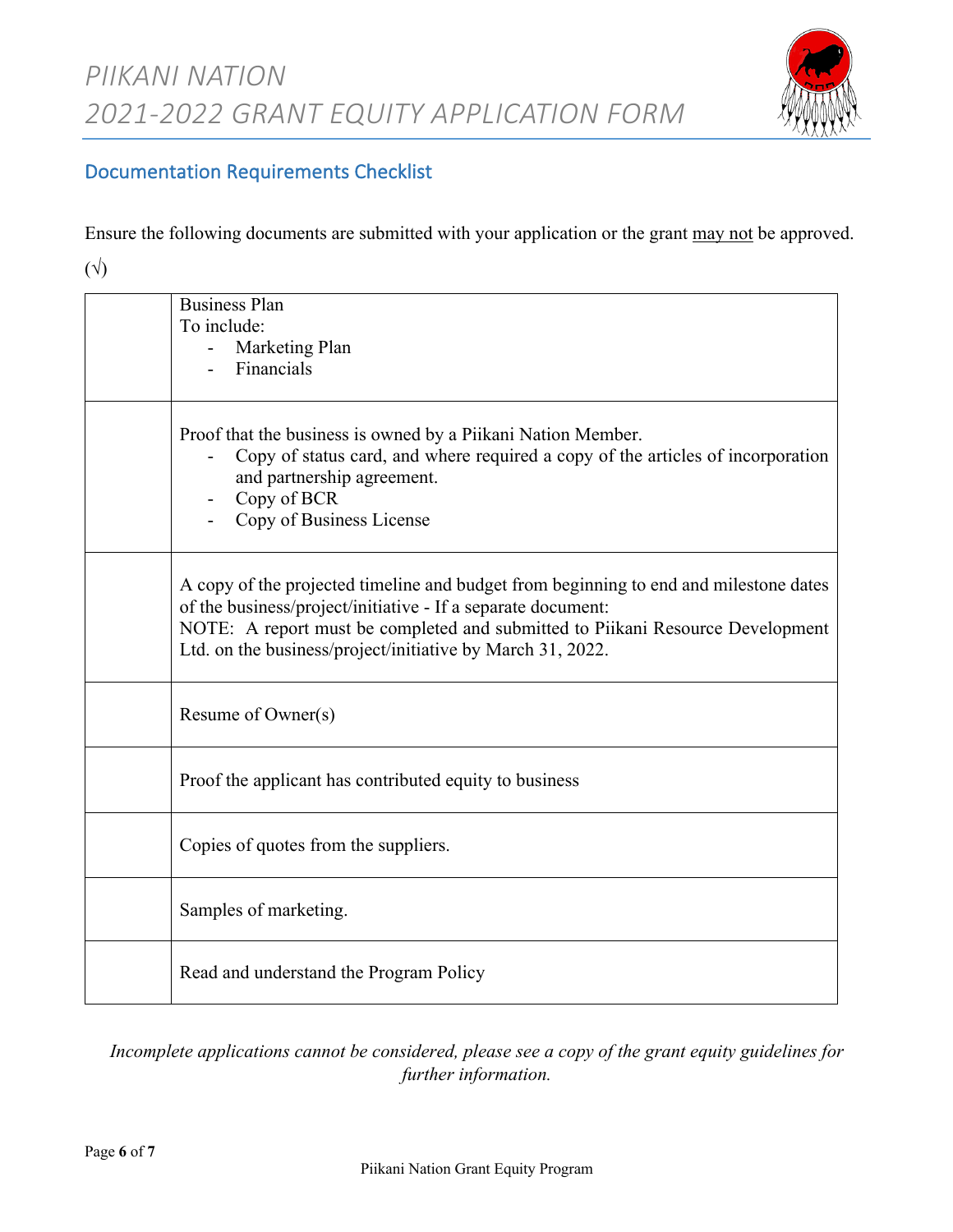## Documentation Requirements Checklist

Ensure the following documents are submitted with your application or the grant <u>may not</u> be approved.

| (√) | |
|---|---|
| | Business Plan<br>To include:<br>- Marketing Plan<br>- Financials |
| | Proof that the business is owned by a Piikani Nation Member.<br>- Copy of status card, and where required a copy of the articles of incorporation and partnership agreement.<br>- Copy of BCR<br>- Copy of Business License |
| | A copy of the projected timeline and budget from beginning to end and milestone dates of the business/project/initiative - If a separate document:<br>NOTE: A report must be completed and submitted to Piikani Resource Development Ltd. on the business/project/initiative by March 31, 2022. |
| | Resume of Owner(s) |
| | Proof the applicant has contributed equity to business |
| | Copies of quotes from the suppliers. |
| | Samples of marketing. |
| | Read and understand the Program Policy |

*Incomplete applications cannot be considered, please see a copy of the grant equity guidelines for further information.*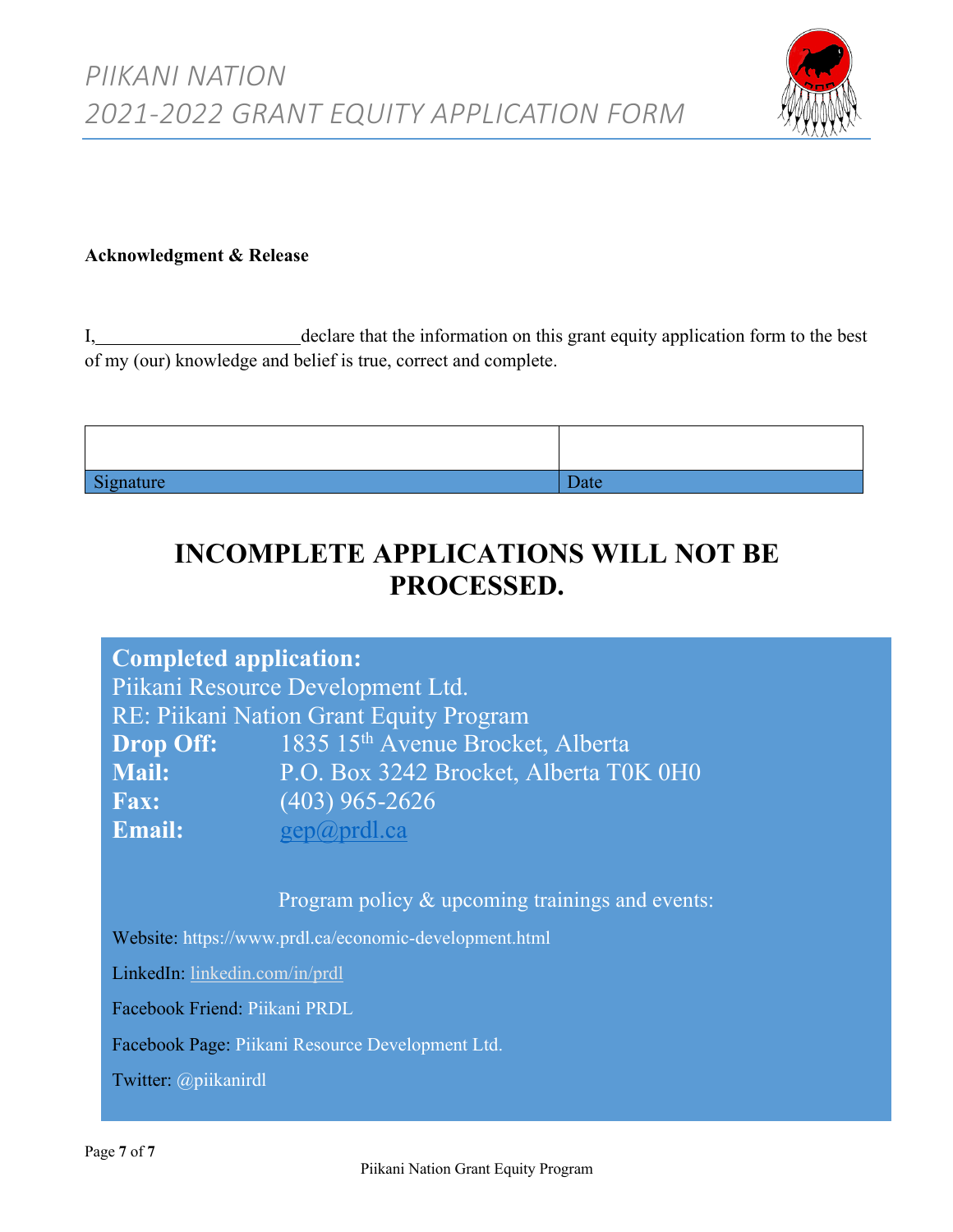**Acknowledgment & Release**

I,______________________declare that the information on this grant equity application form to the best of my (our) knowledge and belief is true, correct and complete.

| | |
|---|---|
| | |
| Signature | Date |

# INCOMPLETE APPLICATIONS WILL NOT BE PROCESSED.

**Completed application:**
Piikani Resource Development Ltd.
RE: Piikani Nation Grant Equity Program
**Drop Off:** 1835 15th Avenue Brocket, Alberta
**Mail:** P.O. Box 3242 Brocket, Alberta T0K 0H0
**Fax:** (403) 965-2626
**Email:** gep@prdl.ca

Program policy & upcoming trainings and events:

Website: https://www.prdl.ca/economic-development.html

LinkedIn: linkedin.com/in/prdl

Facebook Friend: Piikani PRDL

Facebook Page: Piikani Resource Development Ltd.

Twitter: @piikanirdl